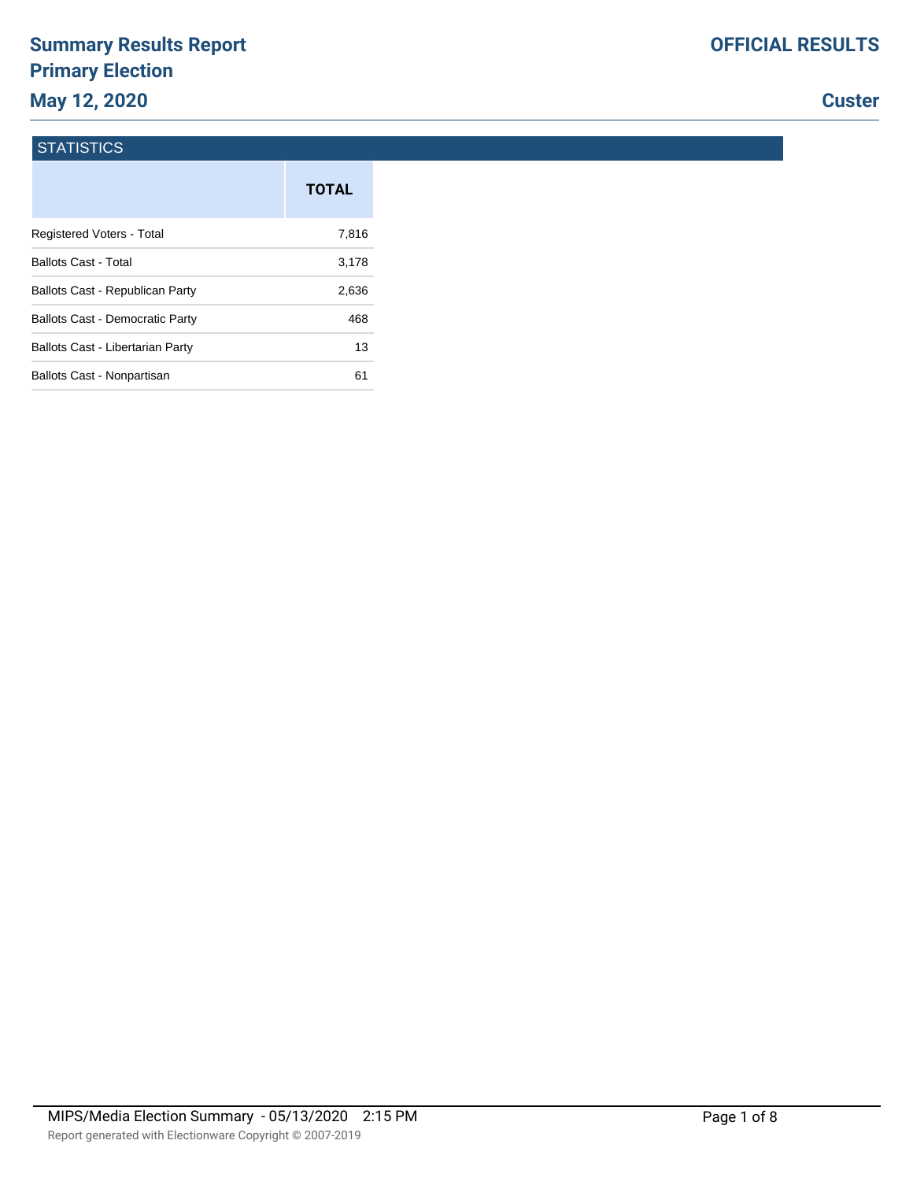# Summary Results Report
## Primary Election
## May 12, 2020

**OFFICIAL RESULTS**

**Custer**

### STATISTICS

| | TOTAL |
|---|---|
| Registered Voters - Total | 7,816 |
| Ballots Cast - Total | 3,178 |
| Ballots Cast - Republican Party | 2,636 |
| Ballots Cast - Democratic Party | 468 |
| Ballots Cast - Libertarian Party | 13 |
| Ballots Cast - Nonpartisan | 61 |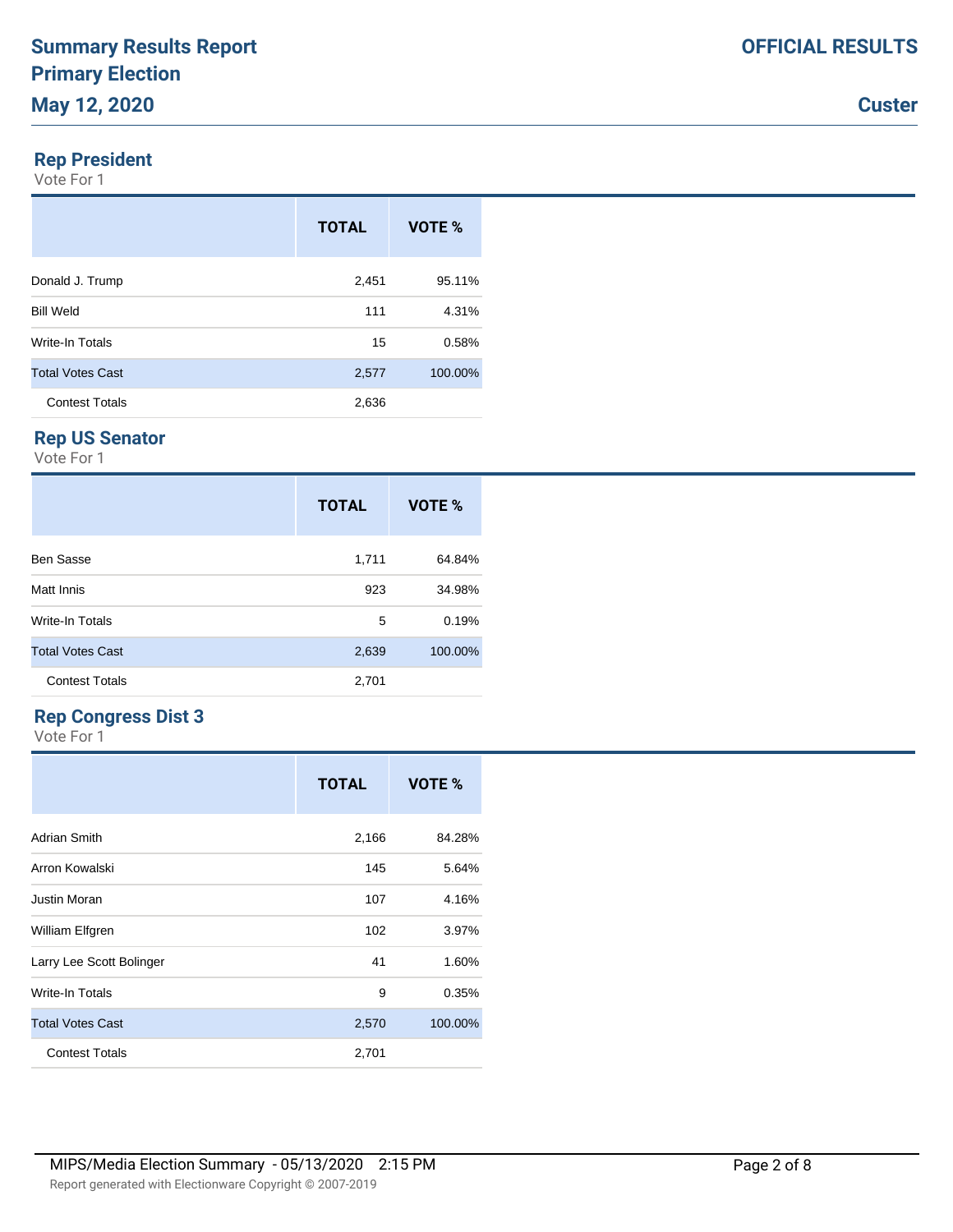# Summary Results Report
# Primary Election
# May 12, 2020

**OFFICIAL RESULTS**

**Custer**

## Rep President

Vote For 1

| | TOTAL | VOTE % |
|---|---|---|
| Donald J. Trump | 2,451 | 95.11% |
| Bill Weld | 111 | 4.31% |
| Write-In Totals | 15 | 0.58% |
| Total Votes Cast | 2,577 | 100.00% |
| Contest Totals | 2,636 | |

## Rep US Senator

Vote For 1

| | TOTAL | VOTE % |
|---|---|---|
| Ben Sasse | 1,711 | 64.84% |
| Matt Innis | 923 | 34.98% |
| Write-In Totals | 5 | 0.19% |
| Total Votes Cast | 2,639 | 100.00% |
| Contest Totals | 2,701 | |

## Rep Congress Dist 3

Vote For 1

| | TOTAL | VOTE % |
|---|---|---|
| Adrian Smith | 2,166 | 84.28% |
| Arron Kowalski | 145 | 5.64% |
| Justin Moran | 107 | 4.16% |
| William Elfgren | 102 | 3.97% |
| Larry Lee Scott Bolinger | 41 | 1.60% |
| Write-In Totals | 9 | 0.35% |
| Total Votes Cast | 2,570 | 100.00% |
| Contest Totals | 2,701 | |

MIPS/Media Election Summary - 05/13/2020 2:15 PM

Report generated with Electionware Copyright © 2007-2019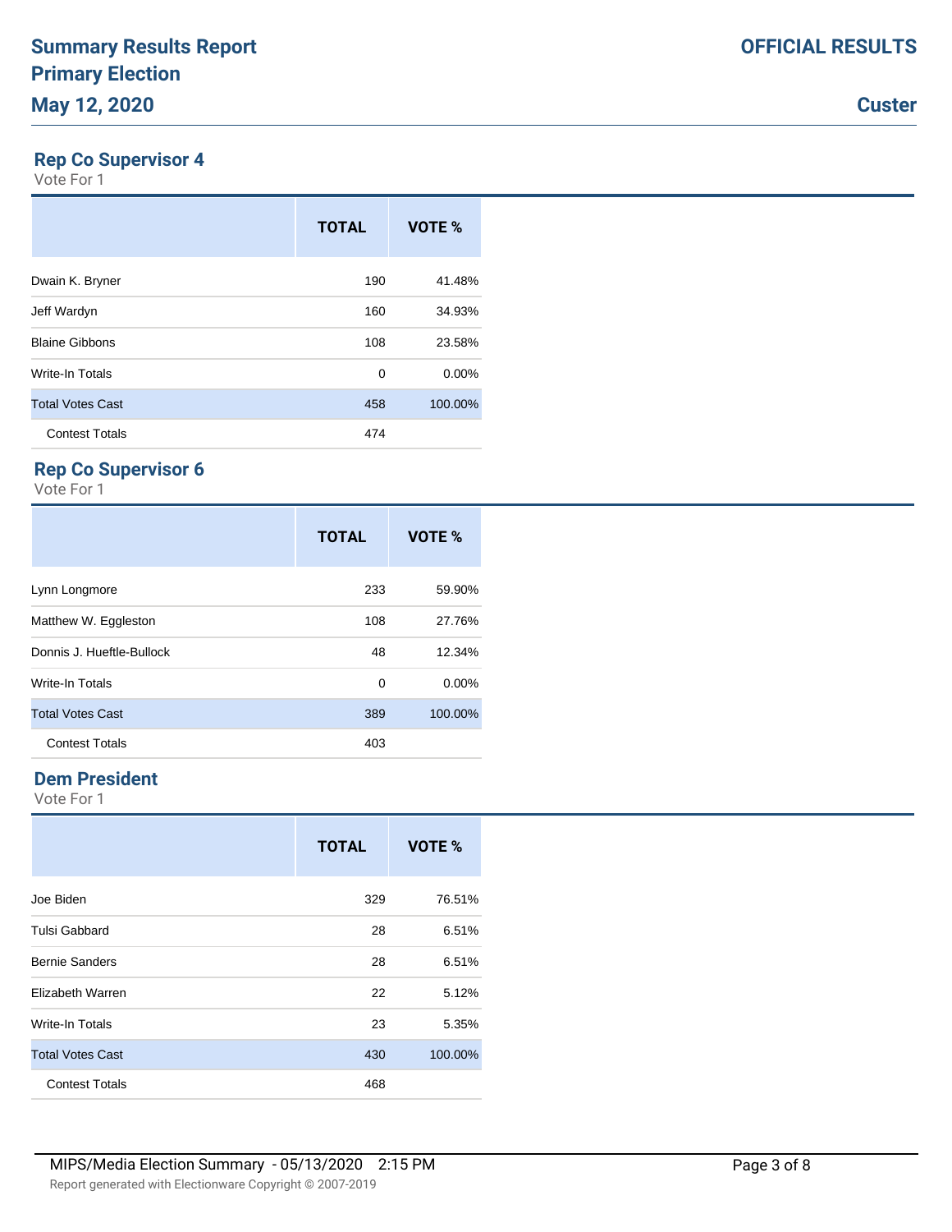# Summary Results Report
# Primary Election
# May 12, 2020

**OFFICIAL RESULTS**

**Custer**

## Rep Co Supervisor 4

Vote For 1

| | TOTAL | VOTE % |
|---|---|---|
| Dwain K. Bryner | 190 | 41.48% |
| Jeff Wardyn | 160 | 34.93% |
| Blaine Gibbons | 108 | 23.58% |
| Write-In Totals | 0 | 0.00% |
| Total Votes Cast | 458 | 100.00% |
| Contest Totals | 474 | |

## Rep Co Supervisor 6

Vote For 1

| | TOTAL | VOTE % |
|---|---|---|
| Lynn Longmore | 233 | 59.90% |
| Matthew W. Eggleston | 108 | 27.76% |
| Donnis J. Hueftle-Bullock | 48 | 12.34% |
| Write-In Totals | 0 | 0.00% |
| Total Votes Cast | 389 | 100.00% |
| Contest Totals | 403 | |

## Dem President

Vote For 1

| | TOTAL | VOTE % |
|---|---|---|
| Joe Biden | 329 | 76.51% |
| Tulsi Gabbard | 28 | 6.51% |
| Bernie Sanders | 28 | 6.51% |
| Elizabeth Warren | 22 | 5.12% |
| Write-In Totals | 23 | 5.35% |
| Total Votes Cast | 430 | 100.00% |
| Contest Totals | 468 | |

MIPS/Media Election Summary - 05/13/2020 2:15 PM

Report generated with Electionware Copyright © 2007-2019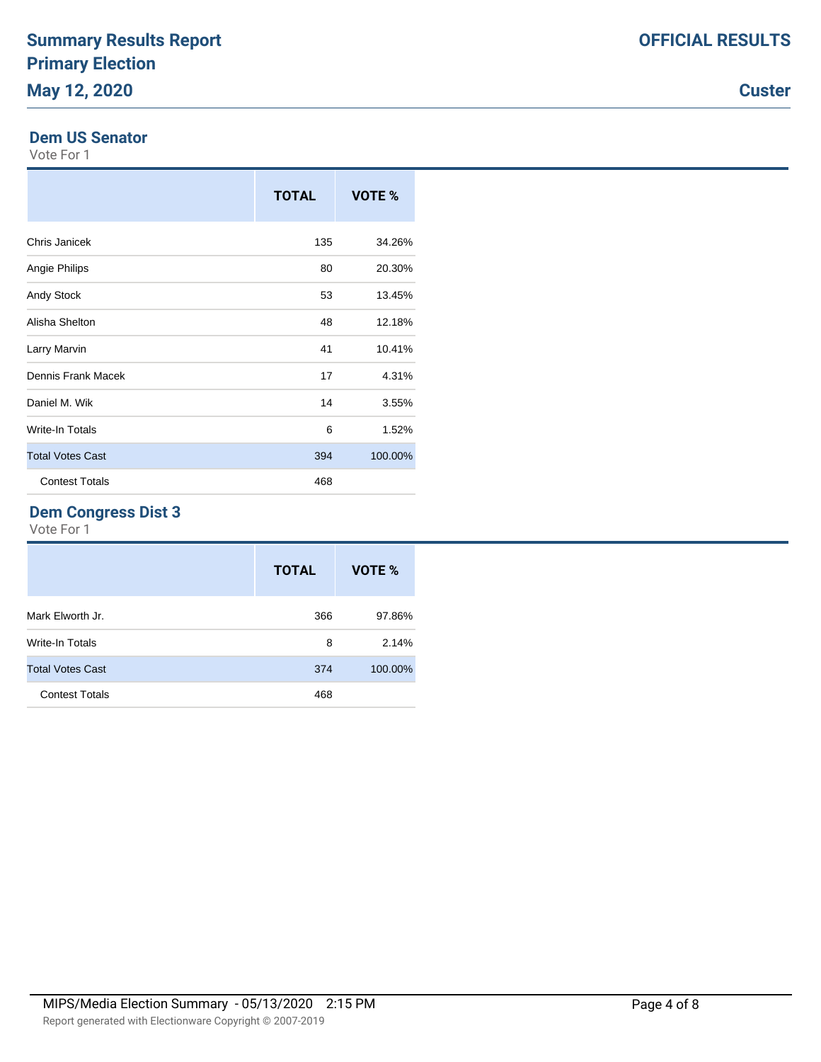# Summary Results Report
## Primary Election
## May 12, 2020

**OFFICIAL RESULTS**

**Custer**

### Dem US Senator

Vote For 1

| | TOTAL | VOTE % |
|---|---|---|
| Chris Janicek | 135 | 34.26% |
| Angie Philips | 80 | 20.30% |
| Andy Stock | 53 | 13.45% |
| Alisha Shelton | 48 | 12.18% |
| Larry Marvin | 41 | 10.41% |
| Dennis Frank Macek | 17 | 4.31% |
| Daniel M. Wik | 14 | 3.55% |
| Write-In Totals | 6 | 1.52% |
| Total Votes Cast | 394 | 100.00% |
| Contest Totals | 468 | |

### Dem Congress Dist 3

Vote For 1

| | TOTAL | VOTE % |
|---|---|---|
| Mark Elworth Jr. | 366 | 97.86% |
| Write-In Totals | 8 | 2.14% |
| Total Votes Cast | 374 | 100.00% |
| Contest Totals | 468 | |

MIPS/Media Election Summary - 05/13/2020 2:15 PM

Report generated with Electionware Copyright © 2007-2019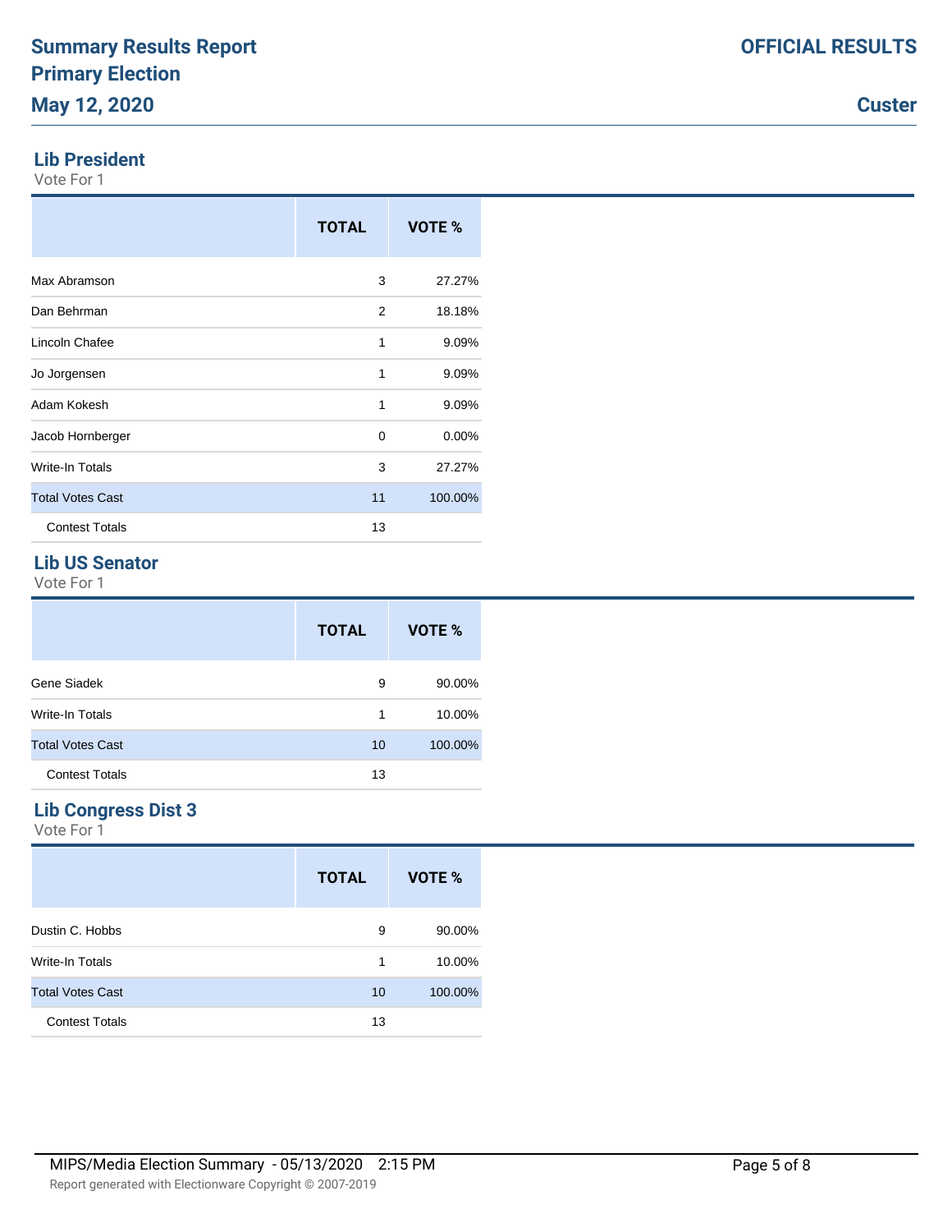# Summary Results Report
## Primary Election
## May 12, 2020

**OFFICIAL RESULTS**

**Custer**

### Lib President

Vote For 1

| | TOTAL | VOTE % |
|---|---|---|
| Max Abramson | 3 | 27.27% |
| Dan Behrman | 2 | 18.18% |
| Lincoln Chafee | 1 | 9.09% |
| Jo Jorgensen | 1 | 9.09% |
| Adam Kokesh | 1 | 9.09% |
| Jacob Hornberger | 0 | 0.00% |
| Write-In Totals | 3 | 27.27% |
| Total Votes Cast | 11 | 100.00% |
| Contest Totals | 13 | |

### Lib US Senator

Vote For 1

| | TOTAL | VOTE % |
|---|---|---|
| Gene Siadek | 9 | 90.00% |
| Write-In Totals | 1 | 10.00% |
| Total Votes Cast | 10 | 100.00% |
| Contest Totals | 13 | |

### Lib Congress Dist 3

Vote For 1

| | TOTAL | VOTE % |
|---|---|---|
| Dustin C. Hobbs | 9 | 90.00% |
| Write-In Totals | 1 | 10.00% |
| Total Votes Cast | 10 | 100.00% |
| Contest Totals | 13 | |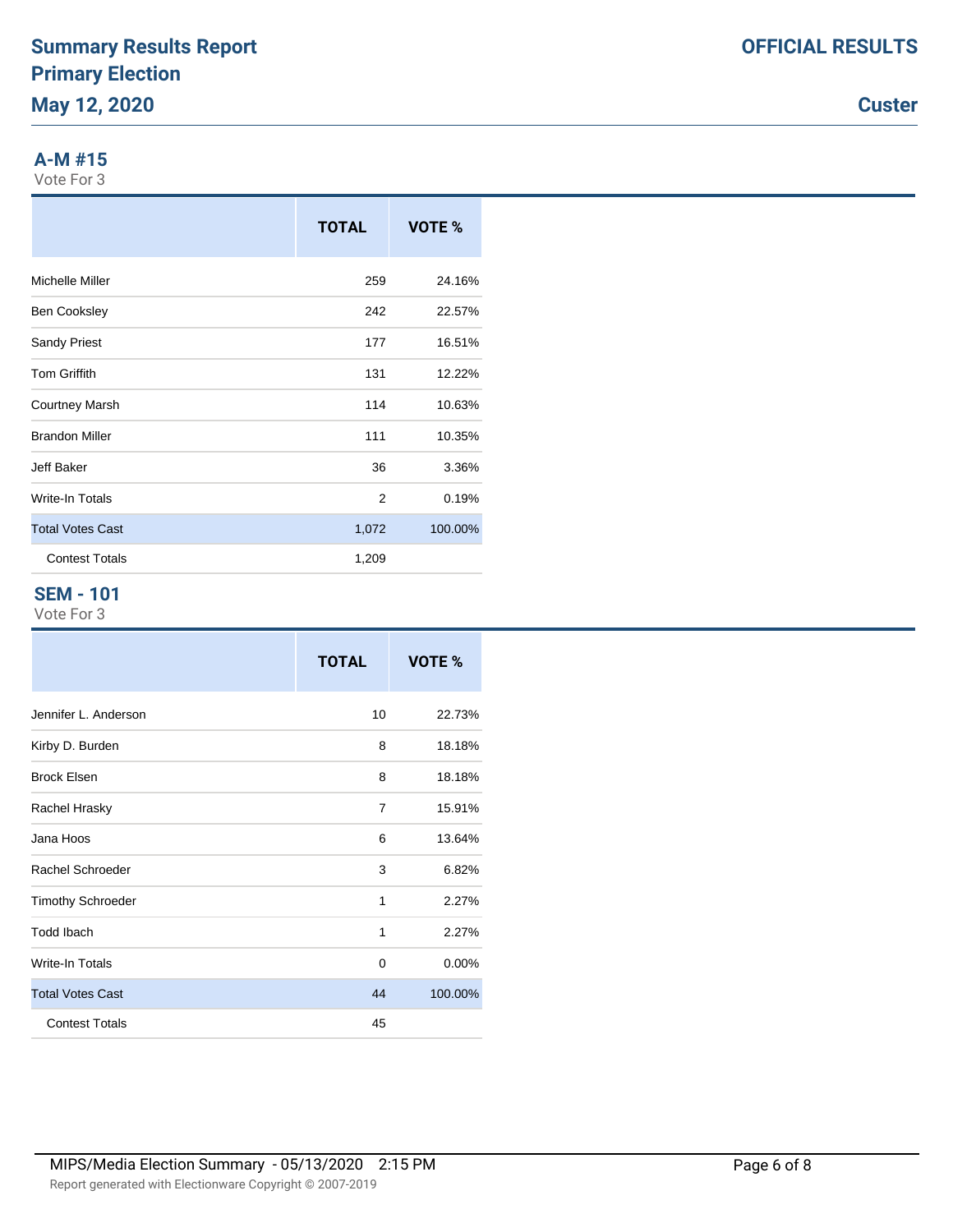# Summary Results Report
## Primary Election
## May 12, 2020

**OFFICIAL RESULTS**

**Custer**

### A-M #15

Vote For 3

| | TOTAL | VOTE % |
|---|---|---|
| Michelle Miller | 259 | 24.16% |
| Ben Cooksley | 242 | 22.57% |
| Sandy Priest | 177 | 16.51% |
| Tom Griffith | 131 | 12.22% |
| Courtney Marsh | 114 | 10.63% |
| Brandon Miller | 111 | 10.35% |
| Jeff Baker | 36 | 3.36% |
| Write-In Totals | 2 | 0.19% |
| Total Votes Cast | 1,072 | 100.00% |
| Contest Totals | 1,209 | |

### SEM - 101

Vote For 3

| | TOTAL | VOTE % |
|---|---|---|
| Jennifer L. Anderson | 10 | 22.73% |
| Kirby D. Burden | 8 | 18.18% |
| Brock Elsen | 8 | 18.18% |
| Rachel Hrasky | 7 | 15.91% |
| Jana Hoos | 6 | 13.64% |
| Rachel Schroeder | 3 | 6.82% |
| Timothy Schroeder | 1 | 2.27% |
| Todd Ibach | 1 | 2.27% |
| Write-In Totals | 0 | 0.00% |
| Total Votes Cast | 44 | 100.00% |
| Contest Totals | 45 | |

MIPS/Media Election Summary - 05/13/2020 2:15 PM

Report generated with Electionware Copyright © 2007-2019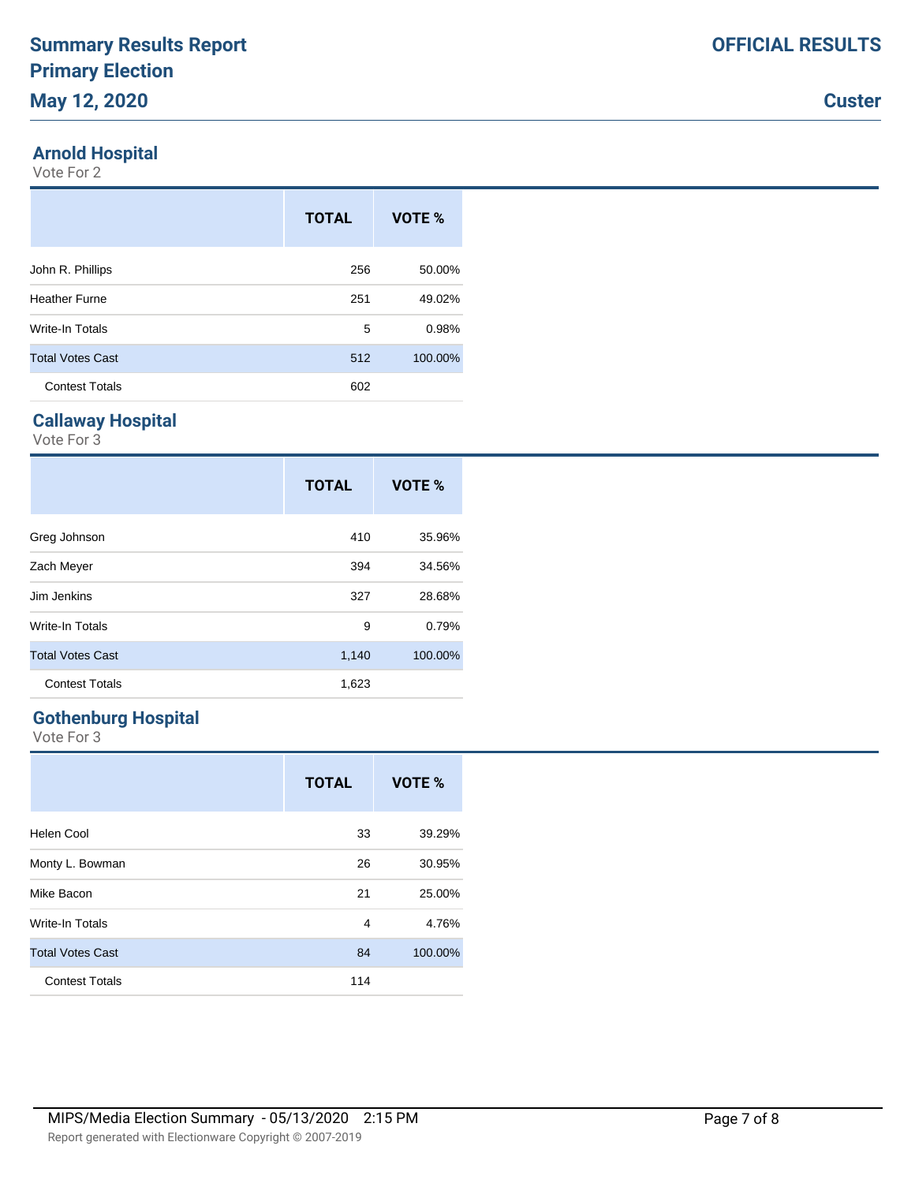# Summary Results Report
# Primary Election
# May 12, 2020

**OFFICIAL RESULTS**

**Custer**

## Arnold Hospital

Vote For 2

| | TOTAL | VOTE % |
|---|---|---|
| John R. Phillips | 256 | 50.00% |
| Heather Furne | 251 | 49.02% |
| Write-In Totals | 5 | 0.98% |
| Total Votes Cast | 512 | 100.00% |
| Contest Totals | 602 | |

## Callaway Hospital

Vote For 3

| | TOTAL | VOTE % |
|---|---|---|
| Greg Johnson | 410 | 35.96% |
| Zach Meyer | 394 | 34.56% |
| Jim Jenkins | 327 | 28.68% |
| Write-In Totals | 9 | 0.79% |
| Total Votes Cast | 1,140 | 100.00% |
| Contest Totals | 1,623 | |

## Gothenburg Hospital

Vote For 3

| | TOTAL | VOTE % |
|---|---|---|
| Helen Cool | 33 | 39.29% |
| Monty L. Bowman | 26 | 30.95% |
| Mike Bacon | 21 | 25.00% |
| Write-In Totals | 4 | 4.76% |
| Total Votes Cast | 84 | 100.00% |
| Contest Totals | 114 | |

MIPS/Media Election Summary - 05/13/2020 2:15 PM

Report generated with Electionware Copyright © 2007-2019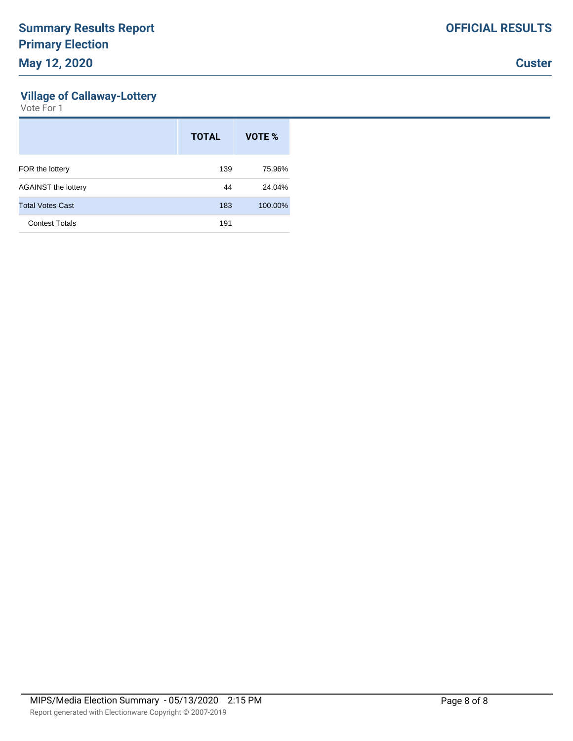## Village of Callaway-Lottery

Vote For 1

| | TOTAL | VOTE % |
|---|---|---|
| FOR the lottery | 139 | 75.96% |
| AGAINST the lottery | 44 | 24.04% |
| Total Votes Cast | 183 | 100.00% |
| Contest Totals | 191 | |